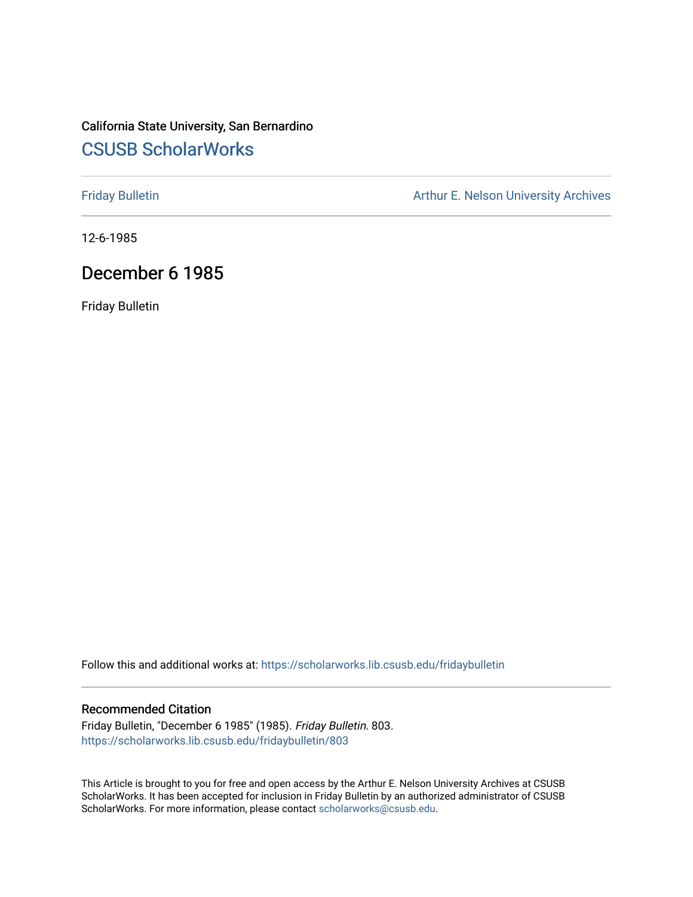California State University, San Bernardino

# CSUSB ScholarWorks

Friday Bulletin

Arthur E. Nelson University Archives

12-6-1985

## December 6 1985

Friday Bulletin

Follow this and additional works at: https://scholarworks.lib.csusb.edu/fridaybulletin

### Recommended Citation

Friday Bulletin, "December 6 1985" (1985). *Friday Bulletin*. 803.
https://scholarworks.lib.csusb.edu/fridaybulletin/803

This Article is brought to you for free and open access by the Arthur E. Nelson University Archives at CSUSB ScholarWorks. It has been accepted for inclusion in Friday Bulletin by an authorized administrator of CSUSB ScholarWorks. For more information, please contact scholarworks@csusb.edu.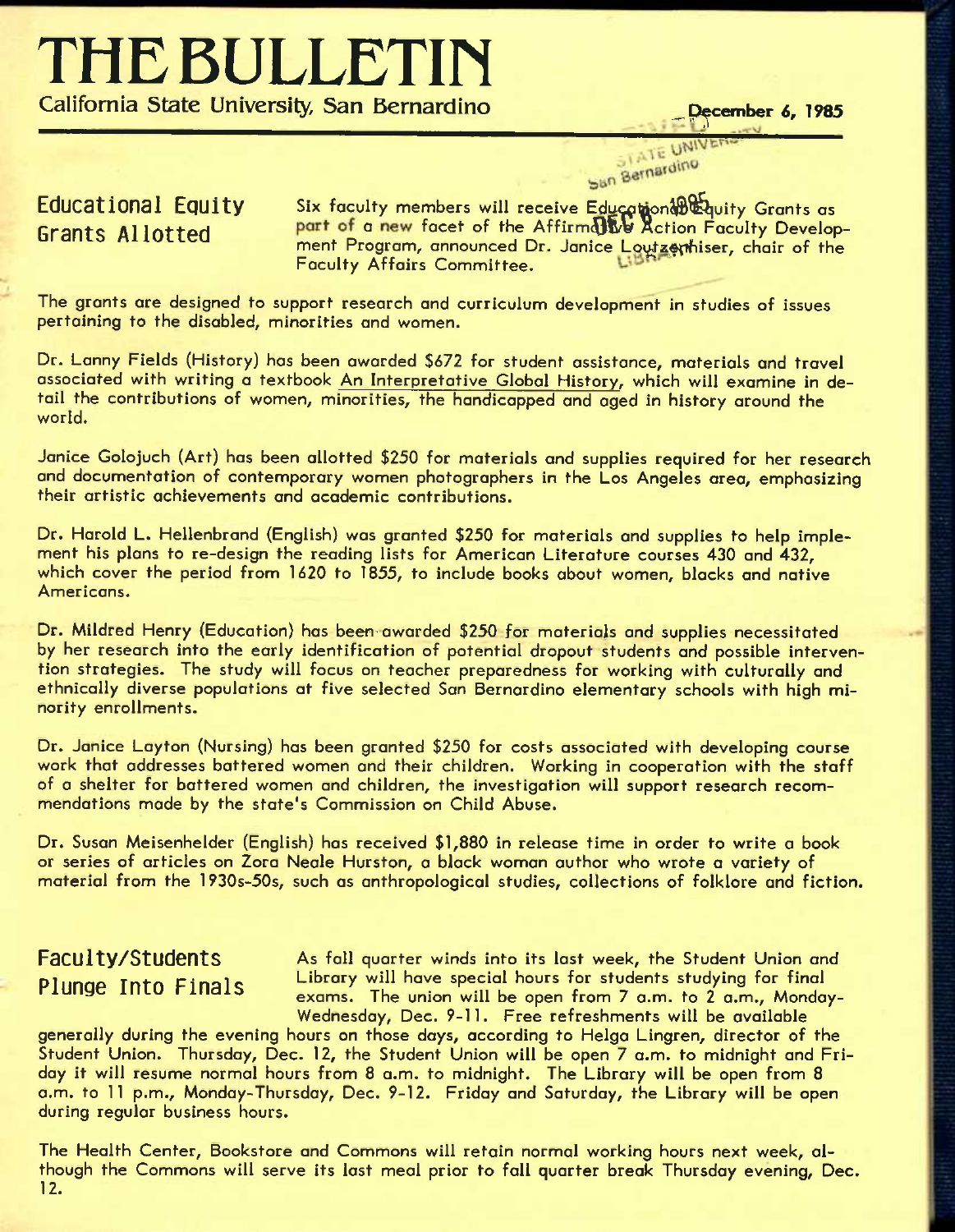# THE BULLETIN

California State University, San Bernardino

December 6, 1985

## Educational Equity Grants Allotted

Six faculty members will receive Educational Equity Grants as part of a new facet of the Affirmative Action Faculty Development Program, announced Dr. Janice Loutzenhiser, chair of the Faculty Affairs Committee.

The grants are designed to support research and curriculum development in studies of issues pertaining to the disabled, minorities and women.

Dr. Lanny Fields (History) has been awarded $672 for student assistance, materials and travel associated with writing a textbook An Interpretative Global History, which will examine in detail the contributions of women, minorities, the handicapped and aged in history around the world.

Janice Golojuch (Art) has been allotted $250 for materials and supplies required for her research and documentation of contemporary women photographers in the Los Angeles area, emphasizing their artistic achievements and academic contributions.

Dr. Harold L. Hellenbrand (English) was granted $250 for materials and supplies to help implement his plans to re-design the reading lists for American Literature courses 430 and 432, which cover the period from 1620 to 1855, to include books about women, blacks and native Americans.

Dr. Mildred Henry (Education) has been awarded $250 for materials and supplies necessitated by her research into the early identification of potential dropout students and possible intervention strategies. The study will focus on teacher preparedness for working with culturally and ethnically diverse populations at five selected San Bernardino elementary schools with high minority enrollments.

Dr. Janice Layton (Nursing) has been granted $250 for costs associated with developing course work that addresses battered women and their children. Working in cooperation with the staff of a shelter for battered women and children, the investigation will support research recommendations made by the state's Commission on Child Abuse.

Dr. Susan Meisenhelder (English) has received $1,880 in release time in order to write a book or series of articles on Zora Neale Hurston, a black woman author who wrote a variety of material from the 1930s-50s, such as anthropological studies, collections of folklore and fiction.

## Faculty/Students Plunge Into Finals

As fall quarter winds into its last week, the Student Union and Library will have special hours for students studying for final exams. The union will be open from 7 a.m. to 2 a.m., Monday-Wednesday, Dec. 9-11. Free refreshments will be available generally during the evening hours on those days, according to Helga Lingren, director of the Student Union. Thursday, Dec. 12, the Student Union will be open 7 a.m. to midnight and Friday it will resume normal hours from 8 a.m. to midnight. The Library will be open from 8 a.m. to 11 p.m., Monday-Thursday, Dec. 9-12. Friday and Saturday, the Library will be open during regular business hours.

The Health Center, Bookstore and Commons will retain normal working hours next week, although the Commons will serve its last meal prior to fall quarter break Thursday evening, Dec. 12.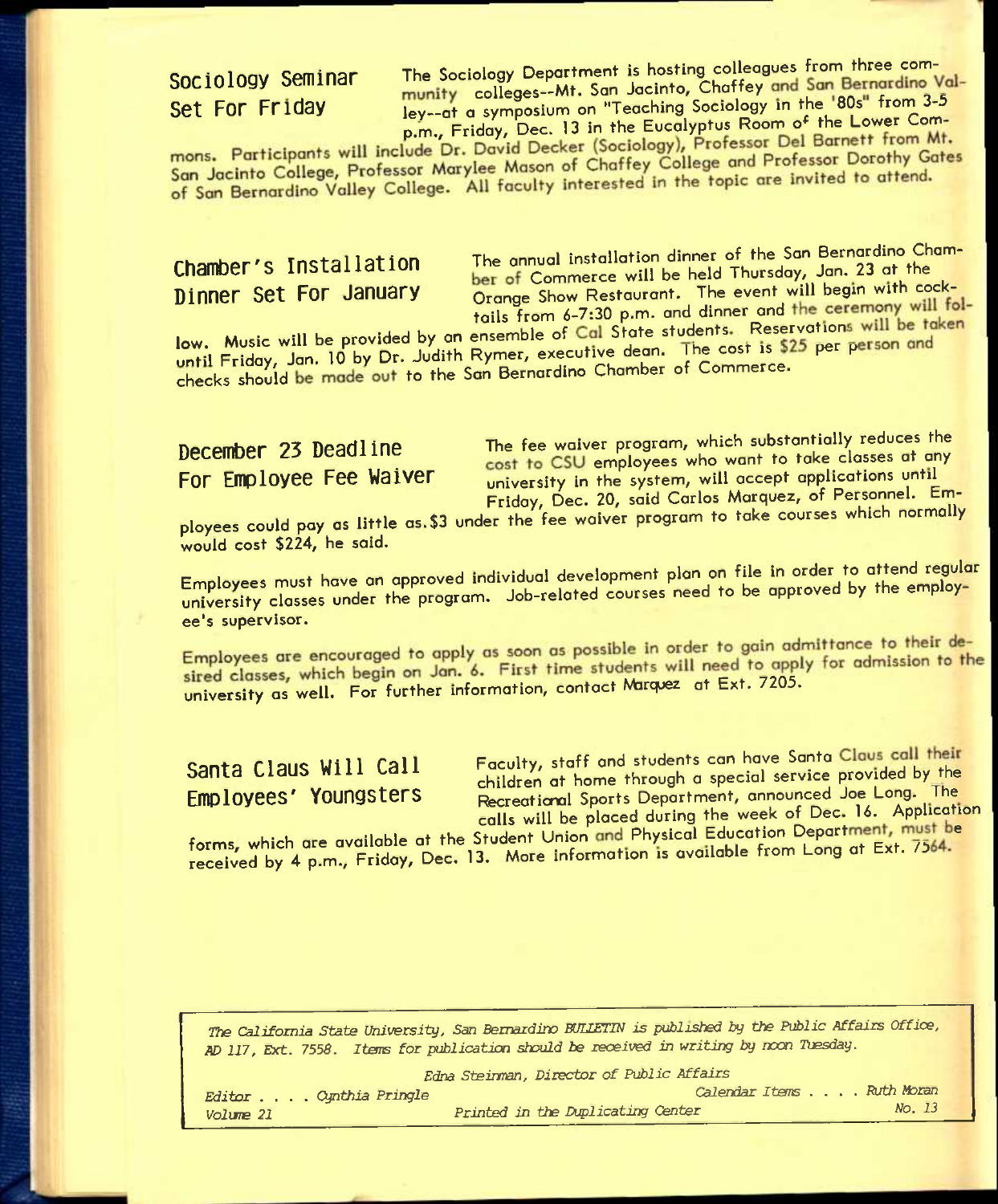## Sociology Seminar Set For Friday

The Sociology Department is hosting colleagues from three community colleges--Mt. San Jacinto, Chaffey and San Bernardino Valley--at a symposium on "Teaching Sociology in the '80s" from 3-5 p.m., Friday, Dec. 13 in the Eucalyptus Room of the Lower Commons. Participants will include Dr. David Decker (Sociology), Professor Del Barnett from Mt. San Jacinto College, Professor Marylee Mason of Chaffey College and Professor Dorothy Gates of San Bernardino Valley College. All faculty interested in the topic are invited to attend.

## Chamber's Installation Dinner Set For January

The annual installation dinner of the San Bernardino Chamber of Commerce will be held Thursday, Jan. 23 at the Orange Show Restaurant. The event will begin with cocktails from 6-7:30 p.m. and dinner and the ceremony will follow. Music will be provided by an ensemble of Cal State students. Reservations will be taken until Friday, Jan. 10 by Dr. Judith Rymer, executive dean. The cost is $25 per person and checks should be made out to the San Bernardino Chamber of Commerce.

## December 23 Deadline For Employee Fee Waiver

The fee waiver program, which substantially reduces the cost to CSU employees who want to take classes at any university in the system, will accept applications until Friday, Dec. 20, said Carlos Marquez, of Personnel. Employees could pay as little as $3 under the fee waiver program to take courses which normally would cost $224, he said.

Employees must have an approved individual development plan on file in order to attend regular university classes under the program. Job-related courses need to be approved by the employee's supervisor.

Employees are encouraged to apply as soon as possible in order to gain admittance to their desired classes, which begin on Jan. 6. First time students will need to apply for admission to the university as well. For further information, contact Marquez at Ext. 7205.

## Santa Claus Will Call Employees' Youngsters

Faculty, staff and students can have Santa Claus call their children at home through a special service provided by the Recreational Sports Department, announced Joe Long. The calls will be placed during the week of Dec. 16. Application forms, which are available at the Student Union and Physical Education Department, must be received by 4 p.m., Friday, Dec. 13. More information is available from Long at Ext. 7564.

---

*The California State University, San Bernardino BULLETIN is published by the Public Affairs Office, AD 117, Ext. 7558. Items for publication should be received in writing by noon Tuesday.*

*Edna Steinman, Director of Public Affairs*

*Editor . . . . Cynthia Pringle* — *Calendar Items . . . . Ruth Moran*

*Volume 21* — *Printed in the Duplicating Center* — *No. 13*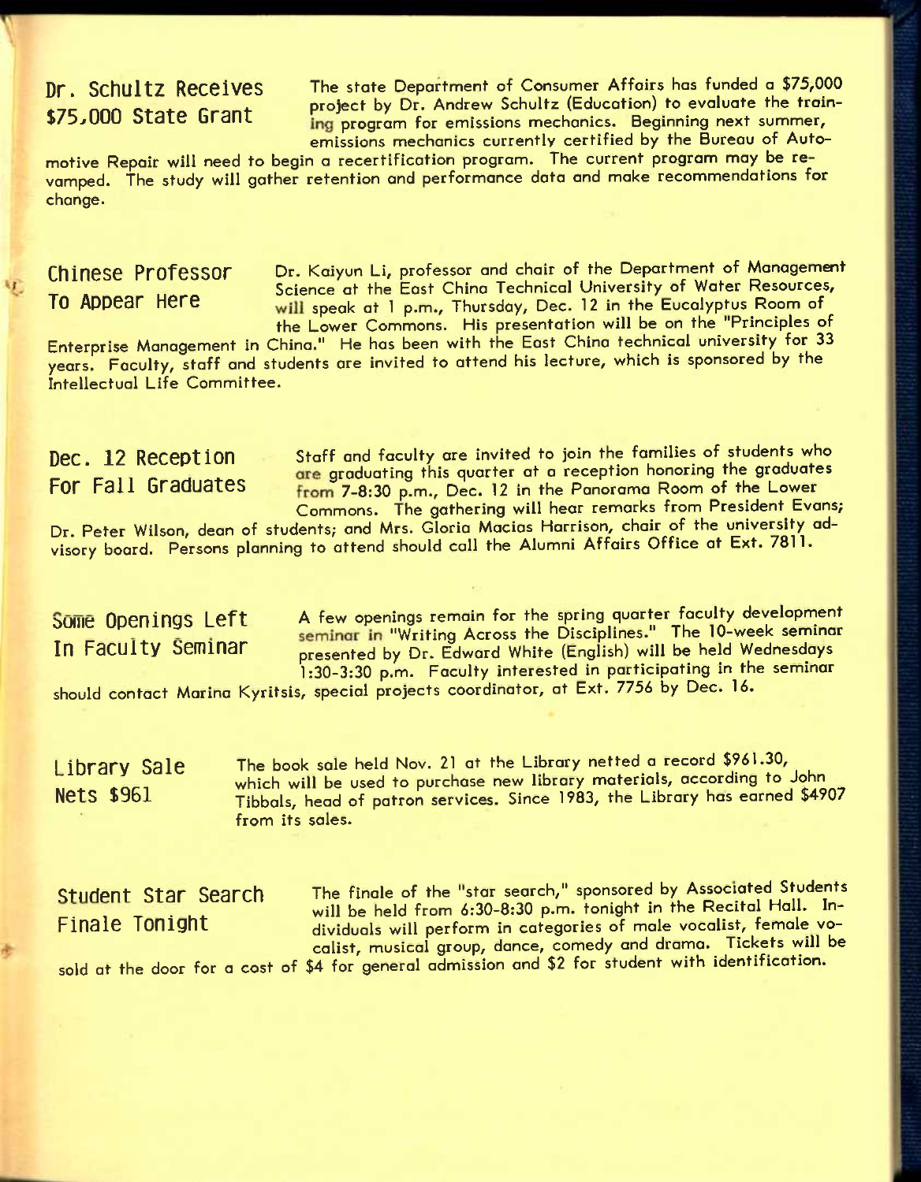## Dr. Schultz Receives $75,000 State Grant

The state Department of Consumer Affairs has funded a $75,000 project by Dr. Andrew Schultz (Education) to evaluate the training program for emissions mechanics. Beginning next summer, emissions mechanics currently certified by the Bureau of Automotive Repair will need to begin a recertification program. The current program may be revamped. The study will gather retention and performance data and make recommendations for change.

## Chinese Professor To Appear Here

Dr. Kaiyun Li, professor and chair of the Department of Management Science at the East China Technical University of Water Resources, will speak at 1 p.m., Thursday, Dec. 12 in the Eucalyptus Room of the Lower Commons. His presentation will be on the "Principles of Enterprise Management in China." He has been with the East China technical university for 33 years. Faculty, staff and students are invited to attend his lecture, which is sponsored by the Intellectual Life Committee.

## Dec. 12 Reception For Fall Graduates

Staff and faculty are invited to join the families of students who are graduating this quarter at a reception honoring the graduates from 7-8:30 p.m., Dec. 12 in the Panorama Room of the Lower Commons. The gathering will hear remarks from President Evans; Dr. Peter Wilson, dean of students; and Mrs. Gloria Macias Harrison, chair of the university advisory board. Persons planning to attend should call the Alumni Affairs Office at Ext. 7811.

## Some Openings Left In Faculty Seminar

A few openings remain for the spring quarter faculty development seminar in "Writing Across the Disciplines." The 10-week seminar presented by Dr. Edward White (English) will be held Wednesdays 1:30-3:30 p.m. Faculty interested in participating in the seminar should contact Marina Kyritsis, special projects coordinator, at Ext. 7756 by Dec. 16.

## Library Sale Nets $961

The book sale held Nov. 21 at the Library netted a record $961.30, which will be used to purchase new library materials, according to John Tibbals, head of patron services. Since 1983, the Library has earned $4907 from its sales.

## Student Star Search Finale Tonight

The finale of the "star search," sponsored by Associated Students will be held from 6:30-8:30 p.m. tonight in the Recital Hall. Individuals will perform in categories of male vocalist, female vocalist, musical group, dance, comedy and drama. Tickets will be sold at the door for a cost of $4 for general admission and $2 for student with identification.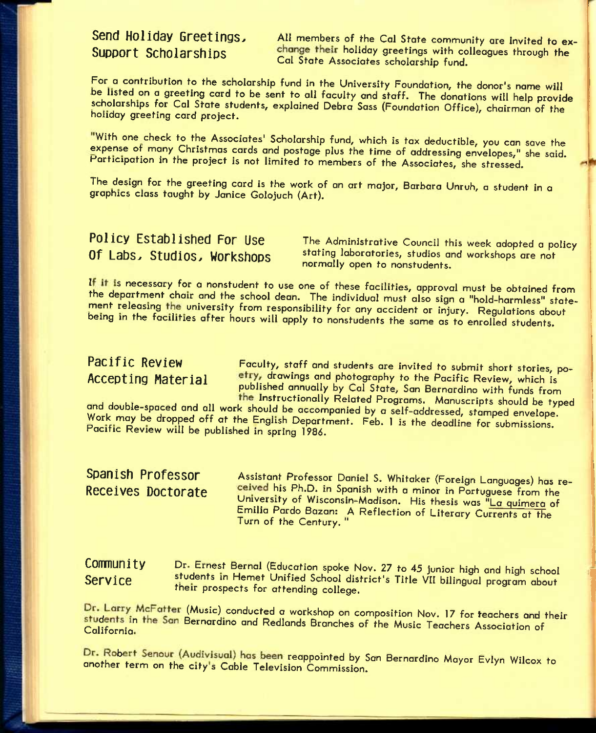## Send Holiday Greetings, Support Scholarships

All members of the Cal State community are invited to exchange their holiday greetings with colleagues through the Cal State Associates scholarship fund.

For a contribution to the scholarship fund in the University Foundation, the donor's name will be listed on a greeting card to be sent to all faculty and staff. The donations will help provide scholarships for Cal State students, explained Debra Sass (Foundation Office), chairman of the holiday greeting card project.

"With one check to the Associates' Scholarship fund, which is tax deductible, you can save the expense of many Christmas cards and postage plus the time of addressing envelopes," she said. Participation in the project is not limited to members of the Associates, she stressed.

The design for the greeting card is the work of an art major, Barbara Unruh, a student in a graphics class taught by Janice Golojuch (Art).

## Policy Established For Use Of Labs, Studios, Workshops

The Administrative Council this week adopted a policy stating laboratories, studios and workshops are not normally open to nonstudents.

If it is necessary for a nonstudent to use one of these facilities, approval must be obtained from the department chair and the school dean. The individual must also sign a "hold-harmless" statement releasing the university from responsibility for any accident or injury. Regulations about being in the facilities after hours will apply to nonstudents the same as to enrolled students.

## Pacific Review Accepting Material

Faculty, staff and students are invited to submit short stories, poetry, drawings and photography to the Pacific Review, which is published annually by Cal State, San Bernardino with funds from the Instructionally Related Programs. Manuscripts should be typed and double-spaced and all work should be accompanied by a self-addressed, stamped envelope. Work may be dropped off at the English Department. Feb. 1 is the deadline for submissions. Pacific Review will be published in spring 1986.

## Spanish Professor Receives Doctorate

Assistant Professor Daniel S. Whitaker (Foreign Languages) has received his Ph.D. in Spanish with a minor in Portuguese from the University of Wisconsin-Madison. His thesis was "La quimera of Emilia Pardo Bazan: A Reflection of Literary Currents at the Turn of the Century."

## Community Service

Dr. Ernest Bernal (Education spoke Nov. 27 to 45 junior high and high school students in Hemet Unified School district's Title VII bilingual program about their prospects for attending college.

Dr. Larry McFatter (Music) conducted a workshop on composition Nov. 17 for teachers and their students in the San Bernardino and Redlands Branches of the Music Teachers Association of California.

Dr. Robert Senour (Audivisual) has been reappointed by San Bernardino Mayor Evlyn Wilcox to another term on the city's Cable Television Commission.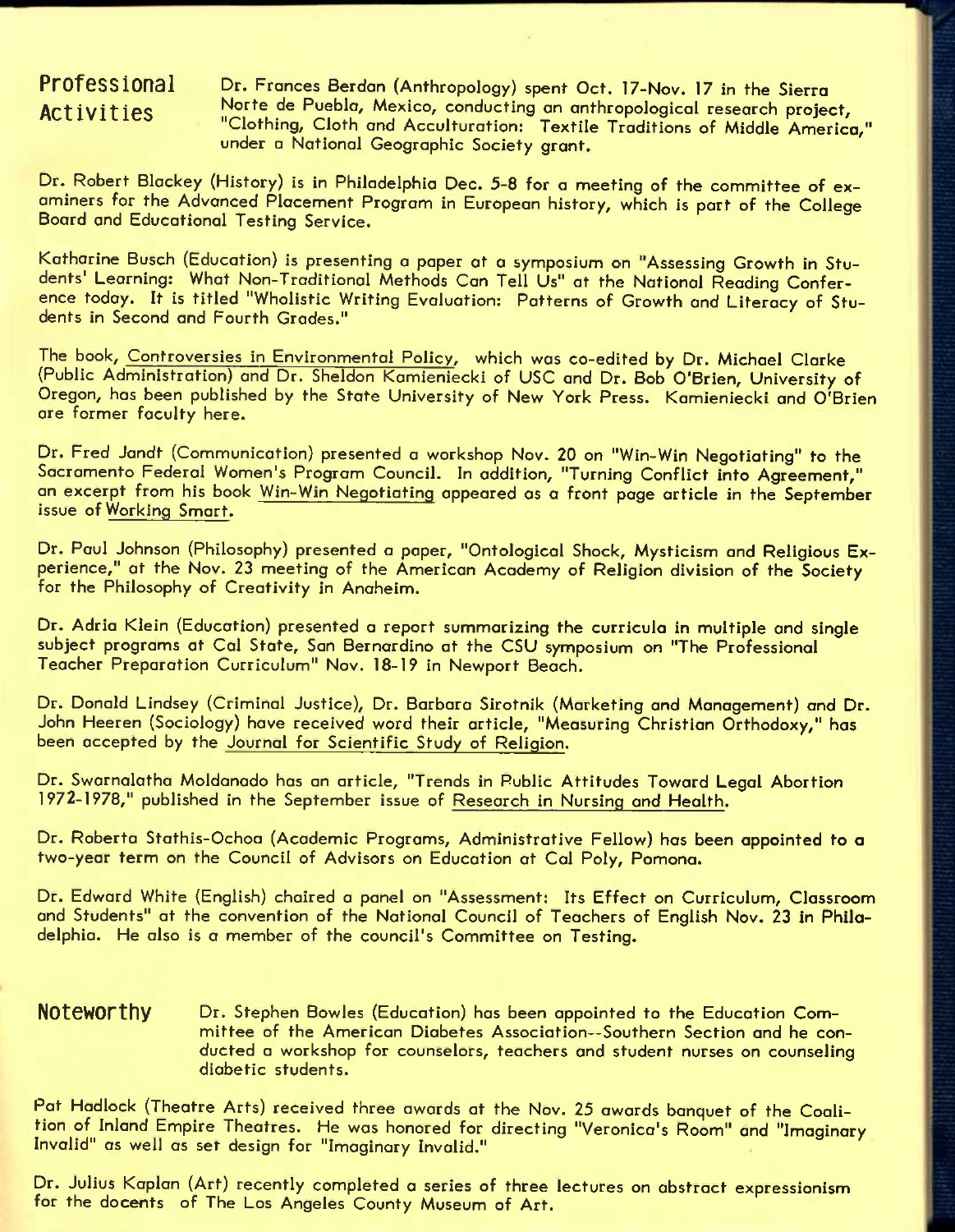## Professional Activities

Dr. Frances Berdan (Anthropology) spent Oct. 17-Nov. 17 in the Sierra Norte de Puebla, Mexico, conducting an anthropological research project, "Clothing, Cloth and Acculturation: Textile Traditions of Middle America," under a National Geographic Society grant.

Dr. Robert Blackey (History) is in Philadelphia Dec. 5-8 for a meeting of the committee of examiners for the Advanced Placement Program in European history, which is part of the College Board and Educational Testing Service.

Katharine Busch (Education) is presenting a paper at a symposium on "Assessing Growth in Students' Learning: What Non-Traditional Methods Can Tell Us" at the National Reading Conference today. It is titled "Wholistic Writing Evaluation: Patterns of Growth and Literacy of Students in Second and Fourth Grades."

The book, Controversies in Environmental Policy, which was co-edited by Dr. Michael Clarke (Public Administration) and Dr. Sheldon Kamieniecki of USC and Dr. Bob O'Brien, University of Oregon, has been published by the State University of New York Press. Kamieniecki and O'Brien are former faculty here.

Dr. Fred Jandt (Communication) presented a workshop Nov. 20 on "Win-Win Negotiating" to the Sacramento Federal Women's Program Council. In addition, "Turning Conflict into Agreement," an excerpt from his book Win-Win Negotiating appeared as a front page article in the September issue of Working Smart.

Dr. Paul Johnson (Philosophy) presented a paper, "Ontological Shock, Mysticism and Religious Experience," at the Nov. 23 meeting of the American Academy of Religion division of the Society for the Philosophy of Creativity in Anaheim.

Dr. Adria Klein (Education) presented a report summarizing the curricula in multiple and single subject programs at Cal State, San Bernardino at the CSU symposium on "The Professional Teacher Preparation Curriculum" Nov. 18-19 in Newport Beach.

Dr. Donald Lindsey (Criminal Justice), Dr. Barbara Sirotnik (Marketing and Management) and Dr. John Heeren (Sociology) have received word their article, "Measuring Christian Orthodoxy," has been accepted by the Journal for Scientific Study of Religion.

Dr. Swarnalatha Moldonado has an article, "Trends in Public Attitudes Toward Legal Abortion 1972-1978," published in the September issue of Research in Nursing and Health.

Dr. Roberta Stathis-Ochoa (Academic Programs, Administrative Fellow) has been appointed to a two-year term on the Council of Advisors on Education at Cal Poly, Pomona.

Dr. Edward White (English) chaired a panel on "Assessment: Its Effect on Curriculum, Classroom and Students" at the convention of the National Council of Teachers of English Nov. 23 in Philadelphia. He also is a member of the council's Committee on Testing.

## Noteworthy

Dr. Stephen Bowles (Education) has been appointed to the Education Committee of the American Diabetes Association--Southern Section and he conducted a workshop for counselors, teachers and student nurses on counseling diabetic students.

Pat Hadlock (Theatre Arts) received three awards at the Nov. 25 awards banquet of the Coalition of Inland Empire Theatres. He was honored for directing "Veronica's Room" and "Imaginary Invalid" as well as set design for "Imaginary Invalid."

Dr. Julius Kaplan (Art) recently completed a series of three lectures on abstract expressionism for the docents of The Los Angeles County Museum of Art.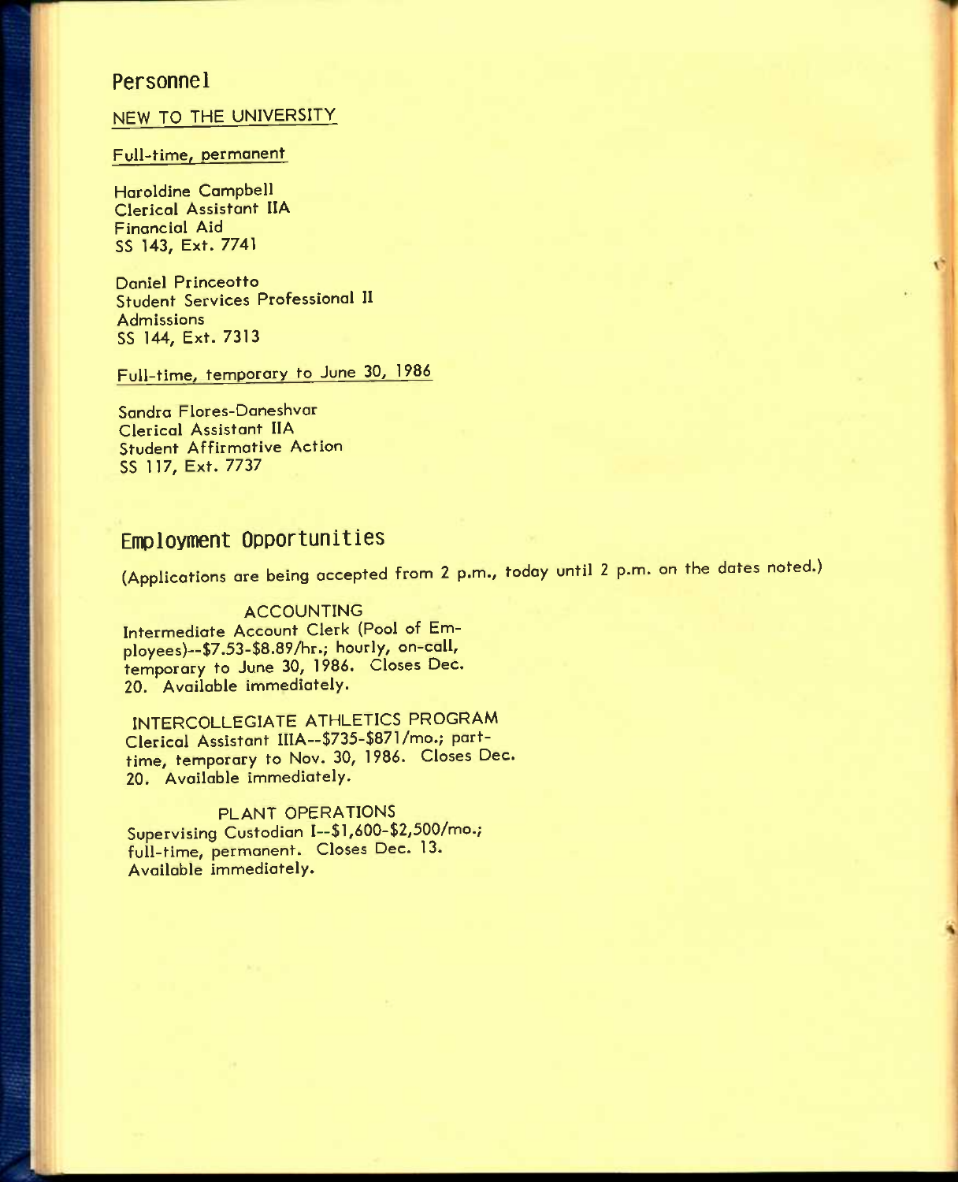## Personnel

### NEW TO THE UNIVERSITY

#### Full-time, permanent

Haroldine Campbell
Clerical Assistant IIA
Financial Aid
SS 143, Ext. 7741

Daniel Princeotto
Student Services Professional II
Admissions
SS 144, Ext. 7313

#### Full-time, temporary to June 30, 1986

Sandra Flores-Daneshvar
Clerical Assistant IIA
Student Affirmative Action
SS 117, Ext. 7737

## Employment Opportunities

(Applications are being accepted from 2 p.m., today until 2 p.m. on the dates noted.)

ACCOUNTING
Intermediate Account Clerk (Pool of Employees)--$7.53-$8.89/hr.; hourly, on-call, temporary to June 30, 1986. Closes Dec. 20. Available immediately.

INTERCOLLEGIATE ATHLETICS PROGRAM
Clerical Assistant IIIA--$735-$871/mo.; part-time, temporary to Nov. 30, 1986. Closes Dec. 20. Available immediately.

PLANT OPERATIONS
Supervising Custodian I--$1,600-$2,500/mo.; full-time, permanent. Closes Dec. 13. Available immediately.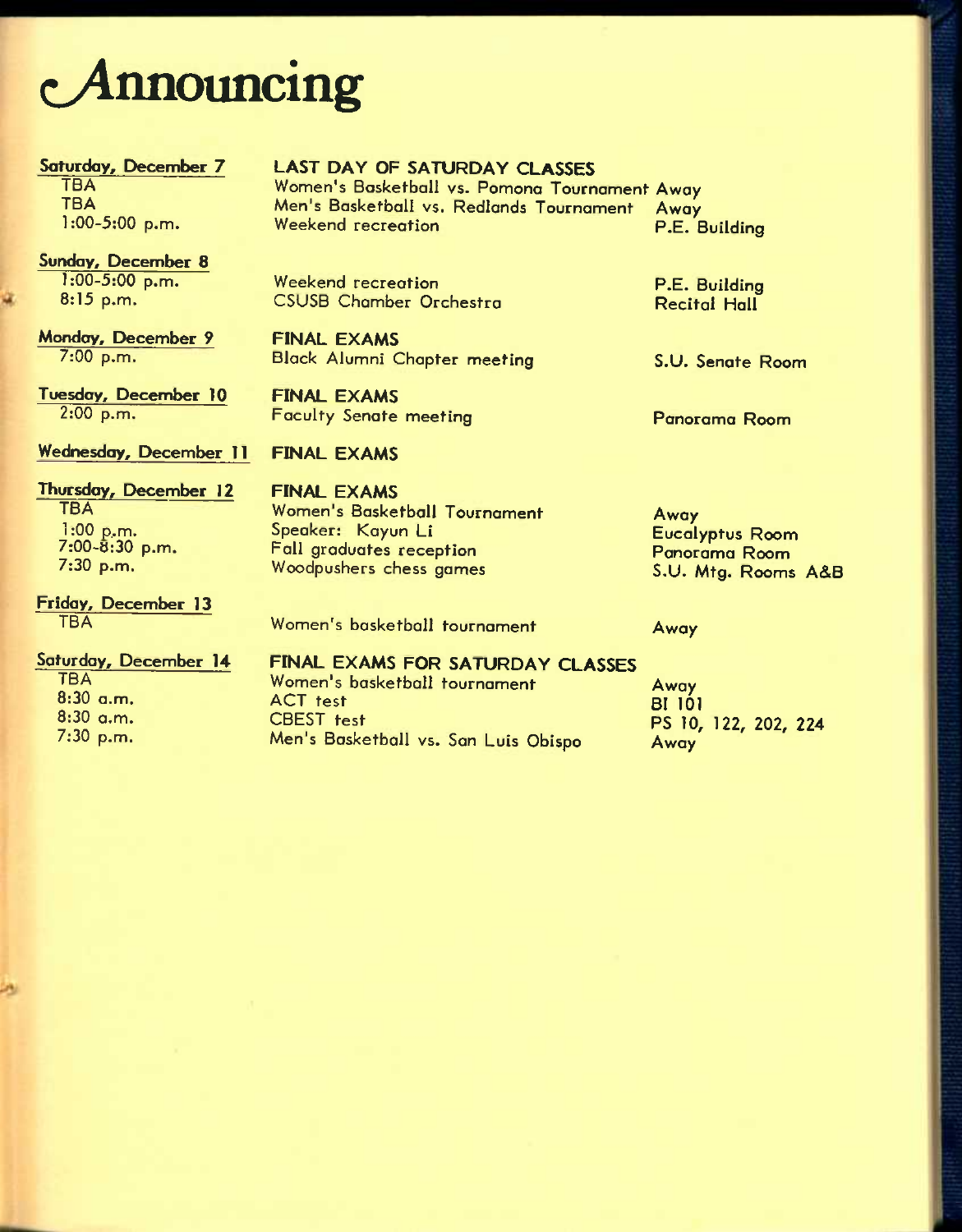# Announcing

| | | |
|---|---|---|
| **Saturday, December 7** | **LAST DAY OF SATURDAY CLASSES** | |
| TBA | Women's Basketball vs. Pomona Tournament | Away |
| TBA | Men's Basketball vs. Redlands Tournament | Away |
| 1:00-5:00 p.m. | Weekend recreation | P.E. Building |
| **Sunday, December 8** | | |
| 1:00-5:00 p.m. | Weekend recreation | P.E. Building |
| 8:15 p.m. | CSUSB Chamber Orchestra | Recital Hall |
| **Monday, December 9** | **FINAL EXAMS** | |
| 7:00 p.m. | Black Alumni Chapter meeting | S.U. Senate Room |
| **Tuesday, December 10** | **FINAL EXAMS** | |
| 2:00 p.m. | Faculty Senate meeting | Panorama Room |
| **Wednesday, December 11** | **FINAL EXAMS** | |
| **Thursday, December 12** | **FINAL EXAMS** | |
| TBA | Women's Basketball Tournament | Away |
| 1:00 p.m. | Speaker: Kayun Li | Eucalyptus Room |
| 7:00-8:30 p.m. | Fall graduates reception | Panorama Room |
| 7:30 p.m. | Woodpushers chess games | S.U. Mtg. Rooms A&B |
| **Friday, December 13** | | |
| TBA | Women's basketball tournament | Away |
| **Saturday, December 14** | **FINAL EXAMS FOR SATURDAY CLASSES** | |
| TBA | Women's basketball tournament | Away |
| 8:30 a.m. | ACT test | BI 101 |
| 8:30 a.m. | CBEST test | PS 10, 122, 202, 224 |
| 7:30 p.m. | Men's Basketball vs. San Luis Obispo | Away |